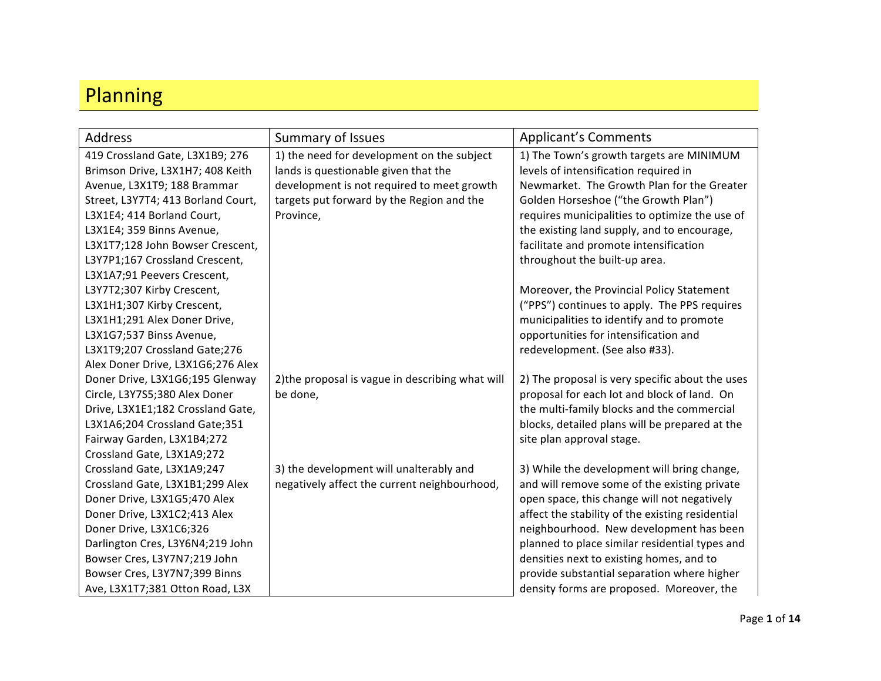# Planning

| Address | Summary of Issues | Applicant's Comments |
| --- | --- | --- |
| 419 Crossland Gate, L3X1B9; 276 Brimson Drive, L3X1H7; 408 Keith Avenue, L3X1T9; 188 Brammar Street, L3Y7T4; 413 Borland Court, L3X1E4; 414 Borland Court, L3X1E4; 359 Binns Avenue, L3X1T7;128 John Bowser Crescent, L3Y7P1;167 Crossland Crescent, L3X1A7;91 Peevers Crescent, L3Y7T2;307 Kirby Crescent, L3X1H1;307 Kirby Crescent, L3X1H1;291 Alex Doner Drive, L3X1G7;537 Binss Avenue, L3X1T9;207 Crossland Gate;276 Alex Doner Drive, L3X1G6;276 Alex Doner Drive, L3X1G6;195 Glenway Circle, L3Y7S5;380 Alex Doner Drive, L3X1E1;182 Crossland Gate, L3X1A6;204 Crossland Gate;351 Fairway Garden, L3X1B4;272 Crossland Gate, L3X1A9;272 Crossland Gate, L3X1A9;247 Crossland Gate, L3X1B1;299 Alex Doner Drive, L3X1G5;470 Alex Doner Drive, L3X1C2;413 Alex Doner Drive, L3X1C6;326 Darlington Cres, L3Y6N4;219 John Bowser Cres, L3Y7N7;219 John Bowser Cres, L3Y7N7;399 Binns Ave, L3X1T7;381 Otton Road, L3X | 1) the need for development on the subject lands is questionable given that the development is not required to meet growth targets put forward by the Region and the Province,<br><br>2)the proposal is vague in describing what will be done,<br><br>3) the development will unalterably and negatively affect the current neighbourhood, | 1) The Town's growth targets are MINIMUM levels of intensification required in Newmarket. The Growth Plan for the Greater Golden Horseshoe ("the Growth Plan") requires municipalities to optimize the use of the existing land supply, and to encourage, facilitate and promote intensification throughout the built-up area.<br><br>Moreover, the Provincial Policy Statement ("PPS") continues to apply. The PPS requires municipalities to identify and to promote opportunities for intensification and redevelopment. (See also #33).<br><br>2) The proposal is very specific about the uses proposal for each lot and block of land. On the multi-family blocks and the commercial blocks, detailed plans will be prepared at the site plan approval stage.<br><br>3) While the development will bring change, and will remove some of the existing private open space, this change will not negatively affect the stability of the existing residential neighbourhood. New development has been planned to place similar residential types and densities next to existing homes, and to provide substantial separation where higher density forms are proposed. Moreover, the |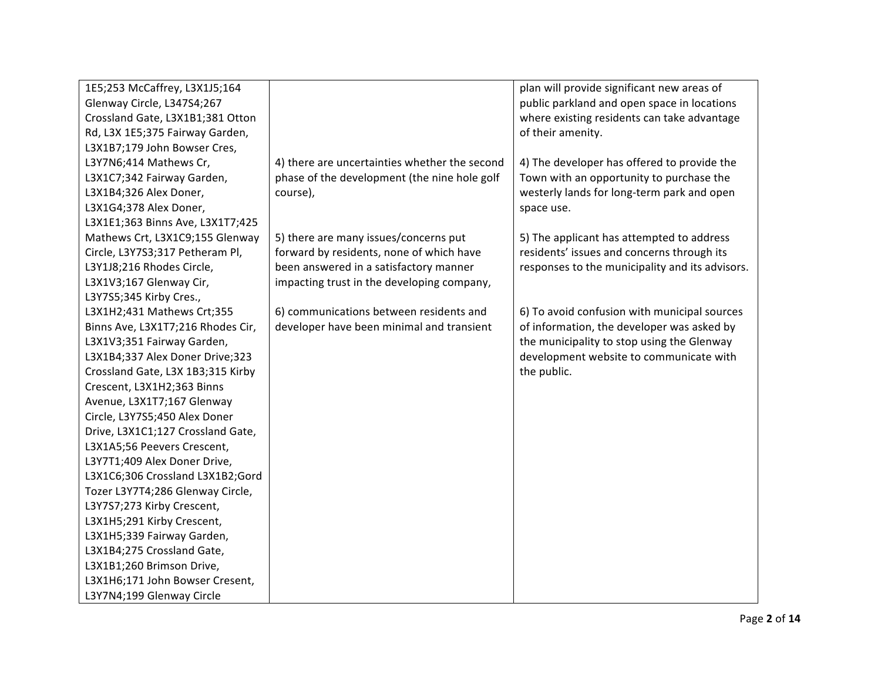| | | |
|---|---|---|
| 1E5;253 McCaffrey, L3X1J5;164 Glenway Circle, L347S4;267 Crossland Gate, L3X1B1;381 Otton Rd, L3X 1E5;375 Fairway Garden, L3X1B7;179 John Bowser Cres, L3Y7N6;414 Mathews Cr, L3X1C7;342 Fairway Garden, L3X1B4;326 Alex Doner, L3X1G4;378 Alex Doner, L3X1E1;363 Binns Ave, L3X1T7;425 Mathews Crt, L3X1C9;155 Glenway Circle, L3Y7S3;317 Petheram Pl, L3Y1J8;216 Rhodes Circle, L3X1V3;167 Glenway Cir, L3Y7S5;345 Kirby Cres., L3X1H2;431 Mathews Crt;355 Binns Ave, L3X1T7;216 Rhodes Cir, L3X1V3;351 Fairway Garden, L3X1B4;337 Alex Doner Drive;323 Crossland Gate, L3X 1B3;315 Kirby Crescent, L3X1H2;363 Binns Avenue, L3X1T7;167 Glenway Circle, L3Y7S5;450 Alex Doner Drive, L3X1C1;127 Crossland Gate, L3X1A5;56 Peevers Crescent, L3Y7T1;409 Alex Doner Drive, L3X1C6;306 Crossland L3X1B2;Gord Tozer L3Y7T4;286 Glenway Circle, L3Y7S7;273 Kirby Crescent, L3X1H5;291 Kirby Crescent, L3X1H5;339 Fairway Garden, L3X1B4;275 Crossland Gate, L3X1B1;260 Brimson Drive, L3X1H6;171 John Bowser Cresent, L3Y7N4;199 Glenway Circle | | plan will provide significant new areas of public parkland and open space in locations where existing residents can take advantage of their amenity. |
| | 4) there are uncertainties whether the second phase of the development (the nine hole golf course), | 4) The developer has offered to provide the Town with an opportunity to purchase the westerly lands for long-term park and open space use. |
| | 5) there are many issues/concerns put forward by residents, none of which have been answered in a satisfactory manner impacting trust in the developing company, | 5) The applicant has attempted to address residents' issues and concerns through its responses to the municipality and its advisors. |
| | 6) communications between residents and developer have been minimal and transient | 6) To avoid confusion with municipal sources of information, the developer was asked by the municipality to stop using the Glenway development website to communicate with the public. |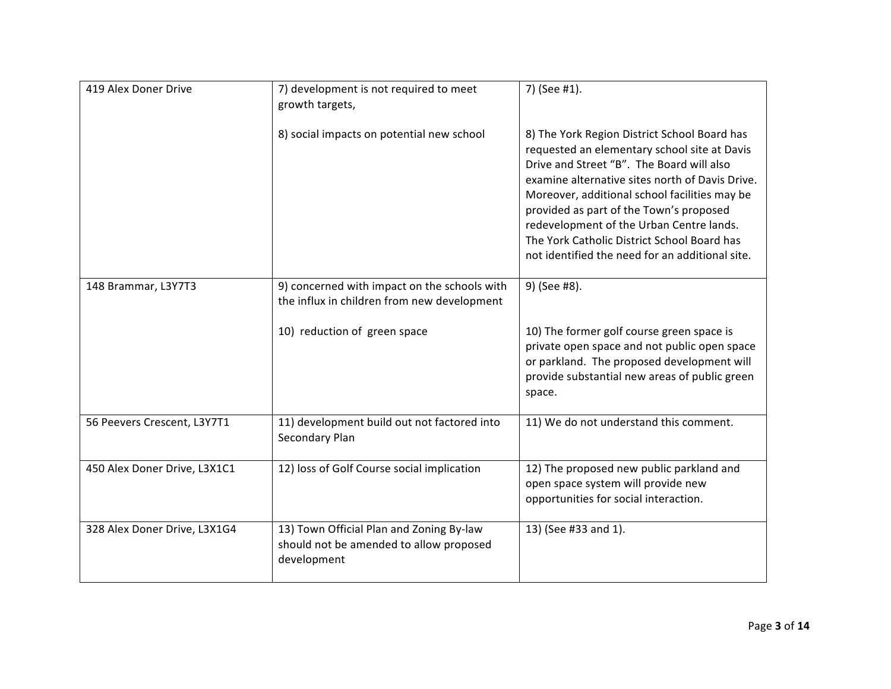| | | |
|---|---|---|
| 419 Alex Doner Drive | 7) development is not required to meet growth targets,<br><br>8) social impacts on potential new school | 7) (See #1).<br><br>8) The York Region District School Board has requested an elementary school site at Davis Drive and Street "B". The Board will also examine alternative sites north of Davis Drive. Moreover, additional school facilities may be provided as part of the Town's proposed redevelopment of the Urban Centre lands. The York Catholic District School Board has not identified the need for an additional site. |
| 148 Brammar, L3Y7T3 | 9) concerned with impact on the schools with the influx in children from new development<br><br>10) reduction of green space | 9) (See #8).<br><br>10) The former golf course green space is private open space and not public open space or parkland. The proposed development will provide substantial new areas of public green space. |
| 56 Peevers Crescent, L3Y7T1 | 11) development build out not factored into Secondary Plan | 11) We do not understand this comment. |
| 450 Alex Doner Drive, L3X1C1 | 12) loss of Golf Course social implication | 12) The proposed new public parkland and open space system will provide new opportunities for social interaction. |
| 328 Alex Doner Drive, L3X1G4 | 13) Town Official Plan and Zoning By-law should not be amended to allow proposed development | 13) (See #33 and 1). |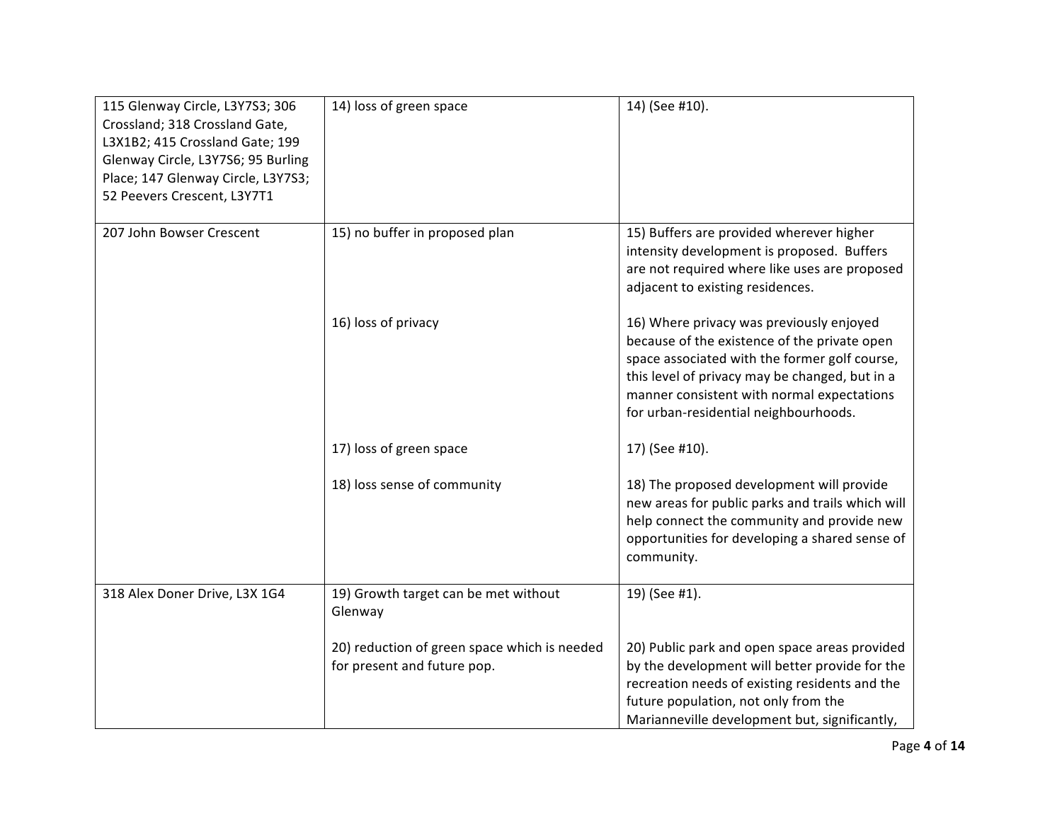| | | |
|---|---|---|
| 115 Glenway Circle, L3Y7S3; 306 Crossland; 318 Crossland Gate, L3X1B2; 415 Crossland Gate; 199 Glenway Circle, L3Y7S6; 95 Burling Place; 147 Glenway Circle, L3Y7S3; 52 Peevers Crescent, L3Y7T1 | 14) loss of green space | 14) (See #10). |
| 207 John Bowser Crescent | 15) no buffer in proposed plan<br><br>16) loss of privacy<br><br>17) loss of green space<br><br>18) loss sense of community | 15) Buffers are provided wherever higher intensity development is proposed. Buffers are not required where like uses are proposed adjacent to existing residences.<br><br>16) Where privacy was previously enjoyed because of the existence of the private open space associated with the former golf course, this level of privacy may be changed, but in a manner consistent with normal expectations for urban-residential neighbourhoods.<br><br>17) (See #10).<br><br>18) The proposed development will provide new areas for public parks and trails which will help connect the community and provide new opportunities for developing a shared sense of community. |
| 318 Alex Doner Drive, L3X 1G4 | 19) Growth target can be met without Glenway<br><br>20) reduction of green space which is needed for present and future pop. | 19) (See #1).<br><br>20) Public park and open space areas provided by the development will better provide for the recreation needs of existing residents and the future population, not only from the Marianneville development but, significantly, |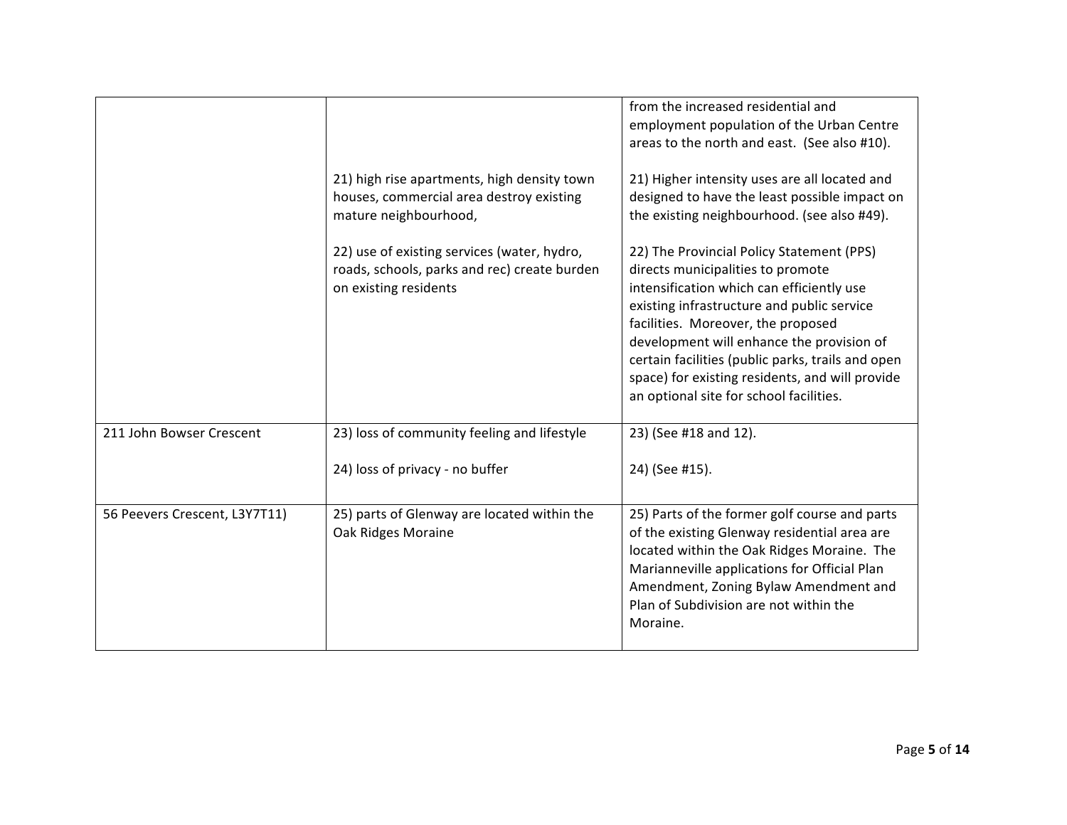| | | |
|---|---|---|
| | | from the increased residential and employment population of the Urban Centre areas to the north and east. (See also #10). |
| | 21) high rise apartments, high density town houses, commercial area destroy existing mature neighbourhood,<br><br>22) use of existing services (water, hydro, roads, schools, parks and rec) create burden on existing residents | 21) Higher intensity uses are all located and designed to have the least possible impact on the existing neighbourhood. (see also #49).<br><br>22) The Provincial Policy Statement (PPS) directs municipalities to promote intensification which can efficiently use existing infrastructure and public service facilities. Moreover, the proposed development will enhance the provision of certain facilities (public parks, trails and open space) for existing residents, and will provide an optional site for school facilities. |
| 211 John Bowser Crescent | 23) loss of community feeling and lifestyle<br><br>24) loss of privacy - no buffer | 23) (See #18 and 12).<br><br>24) (See #15). |
| 56 Peevers Crescent, L3Y7T11) | 25) parts of Glenway are located within the Oak Ridges Moraine | 25) Parts of the former golf course and parts of the existing Glenway residential area are located within the Oak Ridges Moraine. The Marianneville applications for Official Plan Amendment, Zoning Bylaw Amendment and Plan of Subdivision are not within the Moraine. |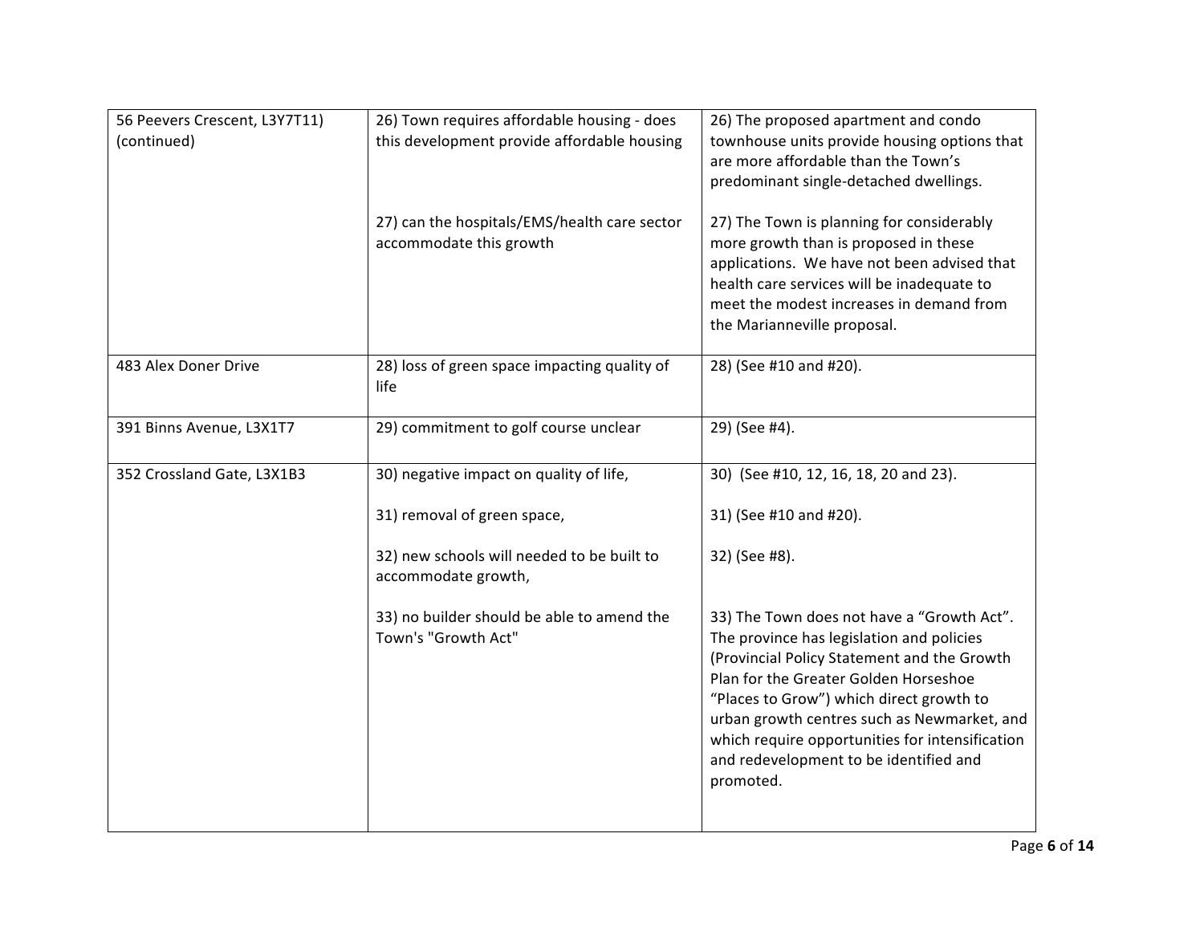| | | |
|---|---|---|
| 56 Peevers Crescent, L3Y7T11) (continued) | 26) Town requires affordable housing - does this development provide affordable housing<br><br>27) can the hospitals/EMS/health care sector accommodate this growth | 26) The proposed apartment and condo townhouse units provide housing options that are more affordable than the Town's predominant single-detached dwellings.<br><br>27) The Town is planning for considerably more growth than is proposed in these applications. We have not been advised that health care services will be inadequate to meet the modest increases in demand from the Marianneville proposal. |
| 483 Alex Doner Drive | 28) loss of green space impacting quality of life | 28) (See #10 and #20). |
| 391 Binns Avenue, L3X1T7 | 29) commitment to golf course unclear | 29) (See #4). |
| 352 Crossland Gate, L3X1B3 | 30) negative impact on quality of life,<br><br>31) removal of green space,<br><br>32) new schools will needed to be built to accommodate growth,<br><br>33) no builder should be able to amend the Town's "Growth Act" | 30) (See #10, 12, 16, 18, 20 and 23).<br><br>31) (See #10 and #20).<br><br>32) (See #8).<br><br>33) The Town does not have a "Growth Act". The province has legislation and policies (Provincial Policy Statement and the Growth Plan for the Greater Golden Horseshoe "Places to Grow") which direct growth to urban growth centres such as Newmarket, and which require opportunities for intensification and redevelopment to be identified and promoted. |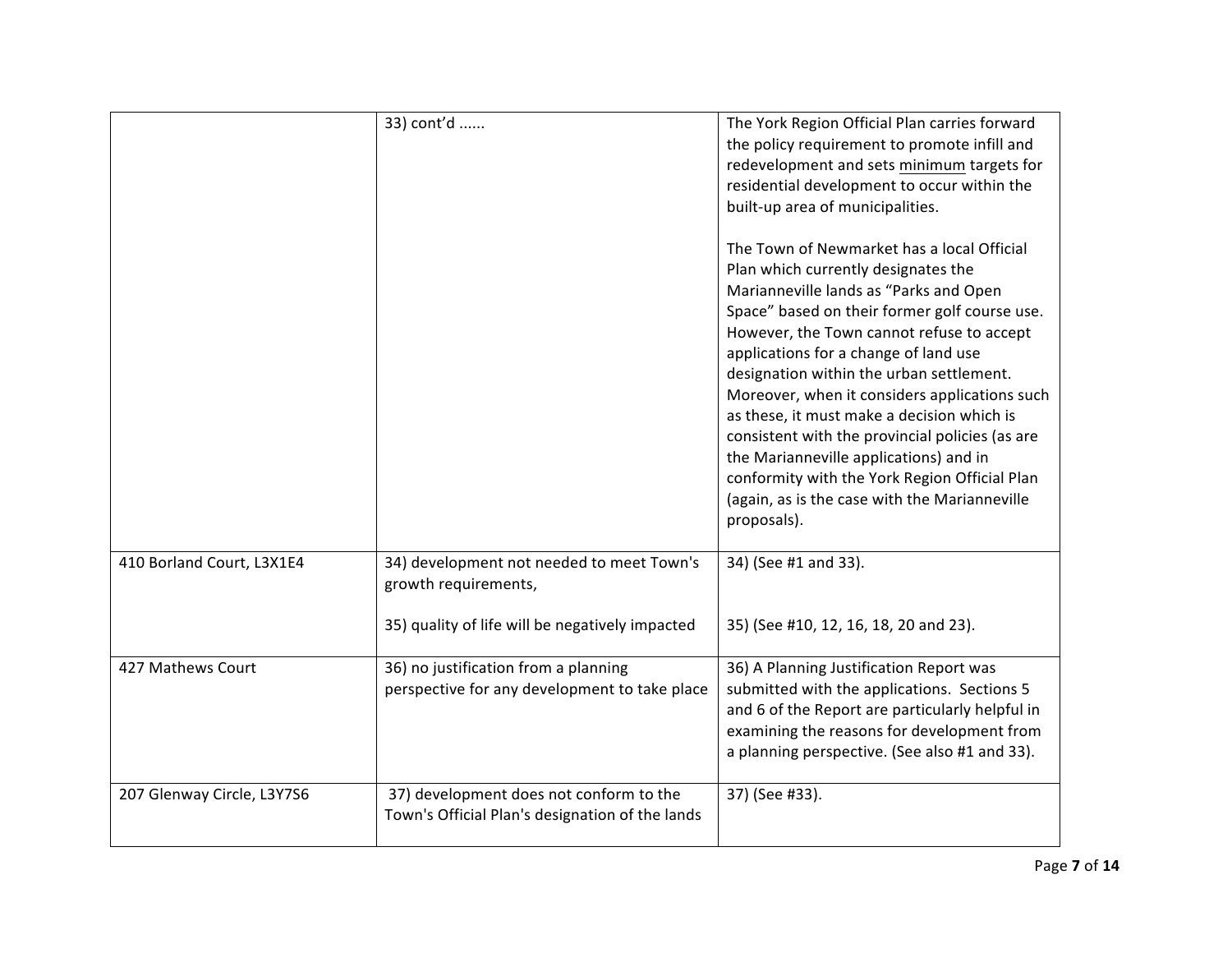|  |  |  |
|---|---|---|
|  | 33) cont'd ...... | The York Region Official Plan carries forward the policy requirement to promote infill and redevelopment and sets <u>minimum</u> targets for residential development to occur within the built-up area of municipalities.<br><br>The Town of Newmarket has a local Official Plan which currently designates the Marianneville lands as "Parks and Open Space" based on their former golf course use. However, the Town cannot refuse to accept applications for a change of land use designation within the urban settlement. Moreover, when it considers applications such as these, it must make a decision which is consistent with the provincial policies (as are the Marianneville applications) and in conformity with the York Region Official Plan (again, as is the case with the Marianneville proposals). |
| 410 Borland Court, L3X1E4 | 34) development not needed to meet Town's growth requirements,<br><br>35) quality of life will be negatively impacted | 34) (See #1 and 33).<br><br>35) (See #10, 12, 16, 18, 20 and 23). |
| 427 Mathews Court | 36) no justification from a planning perspective for any development to take place | 36) A Planning Justification Report was submitted with the applications. Sections 5 and 6 of the Report are particularly helpful in examining the reasons for development from a planning perspective. (See also #1 and 33). |
| 207 Glenway Circle, L3Y7S6 | 37) development does not conform to the Town's Official Plan's designation of the lands | 37) (See #33). |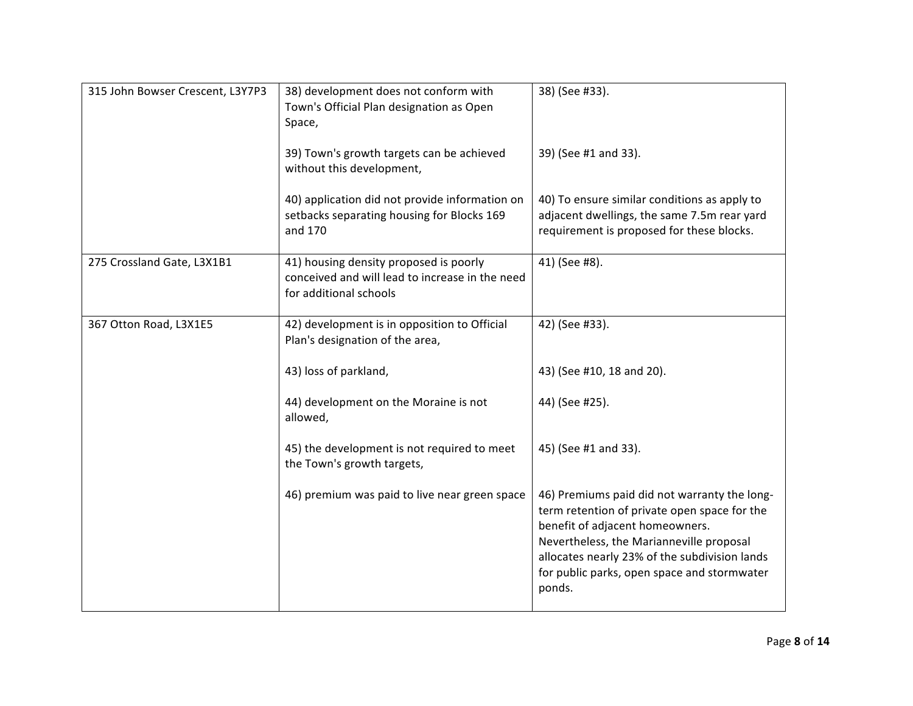| | | |
|---|---|---|
| 315 John Bowser Crescent, L3Y7P3 | 38) development does not conform with Town's Official Plan designation as Open Space,<br><br>39) Town's growth targets can be achieved without this development,<br><br>40) application did not provide information on setbacks separating housing for Blocks 169 and 170 | 38) (See #33).<br><br>39) (See #1 and 33).<br><br>40) To ensure similar conditions as apply to adjacent dwellings, the same 7.5m rear yard requirement is proposed for these blocks. |
| 275 Crossland Gate, L3X1B1 | 41) housing density proposed is poorly conceived and will lead to increase in the need for additional schools | 41) (See #8). |
| 367 Otton Road, L3X1E5 | 42) development is in opposition to Official Plan's designation of the area,<br><br>43) loss of parkland,<br><br>44) development on the Moraine is not allowed,<br><br>45) the development is not required to meet the Town's growth targets,<br><br>46) premium was paid to live near green space | 42) (See #33).<br><br>43) (See #10, 18 and 20).<br><br>44) (See #25).<br><br>45) (See #1 and 33).<br><br>46) Premiums paid did not warranty the long-term retention of private open space for the benefit of adjacent homeowners. Nevertheless, the Marianneville proposal allocates nearly 23% of the subdivision lands for public parks, open space and stormwater ponds. |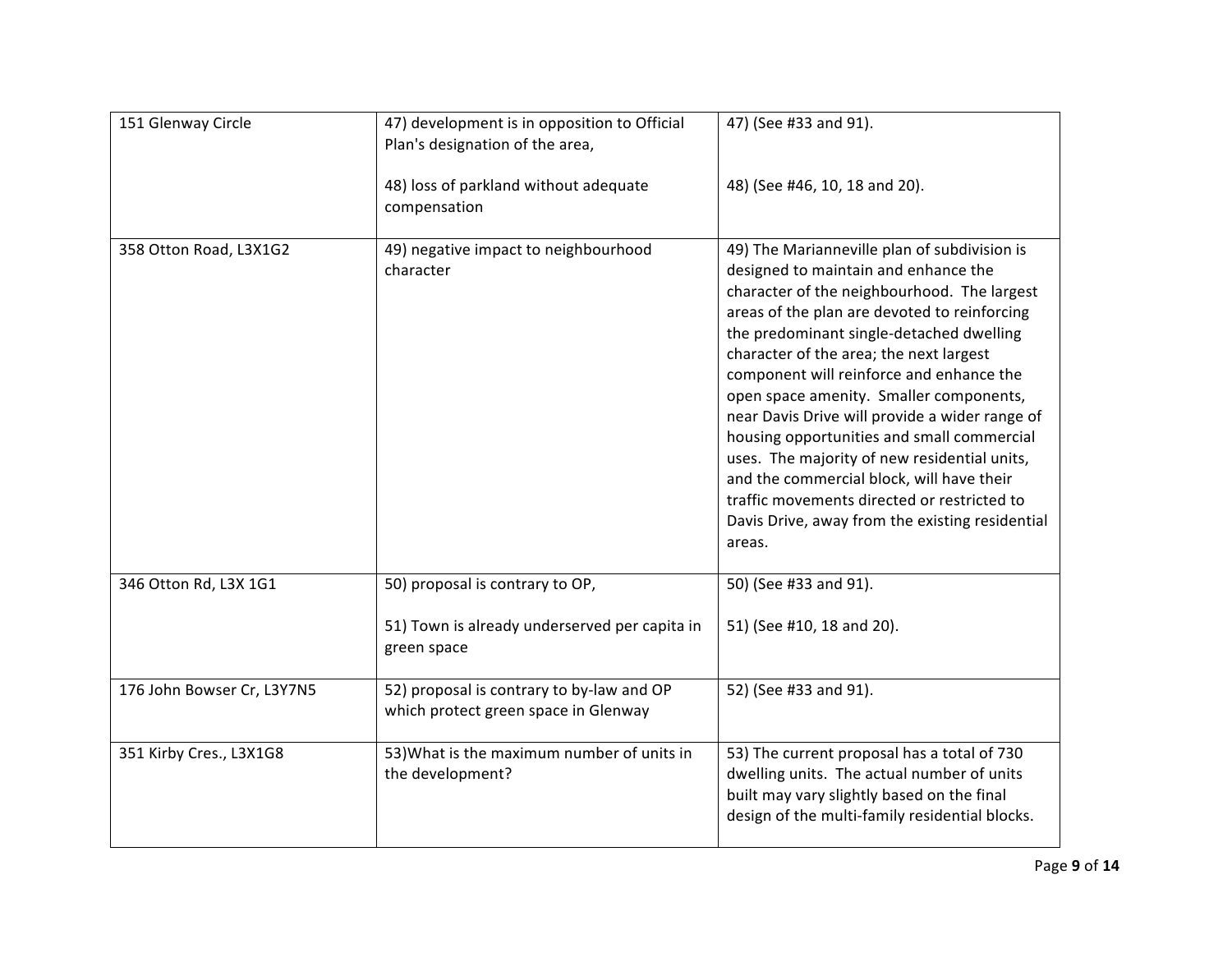| | | |
|---|---|---|
| 151 Glenway Circle | 47) development is in opposition to Official Plan's designation of the area,<br><br>48) loss of parkland without adequate compensation | 47) (See #33 and 91).<br><br>48) (See #46, 10, 18 and 20). |
| 358 Otton Road, L3X1G2 | 49) negative impact to neighbourhood character | 49) The Marianneville plan of subdivision is designed to maintain and enhance the character of the neighbourhood. The largest areas of the plan are devoted to reinforcing the predominant single-detached dwelling character of the area; the next largest component will reinforce and enhance the open space amenity. Smaller components, near Davis Drive will provide a wider range of housing opportunities and small commercial uses. The majority of new residential units, and the commercial block, will have their traffic movements directed or restricted to Davis Drive, away from the existing residential areas. |
| 346 Otton Rd, L3X 1G1 | 50) proposal is contrary to OP,<br><br>51) Town is already underserved per capita in green space | 50) (See #33 and 91).<br><br>51) (See #10, 18 and 20). |
| 176 John Bowser Cr, L3Y7N5 | 52) proposal is contrary to by-law and OP which protect green space in Glenway | 52) (See #33 and 91). |
| 351 Kirby Cres., L3X1G8 | 53)What is the maximum number of units in the development? | 53) The current proposal has a total of 730 dwelling units. The actual number of units built may vary slightly based on the final design of the multi-family residential blocks. |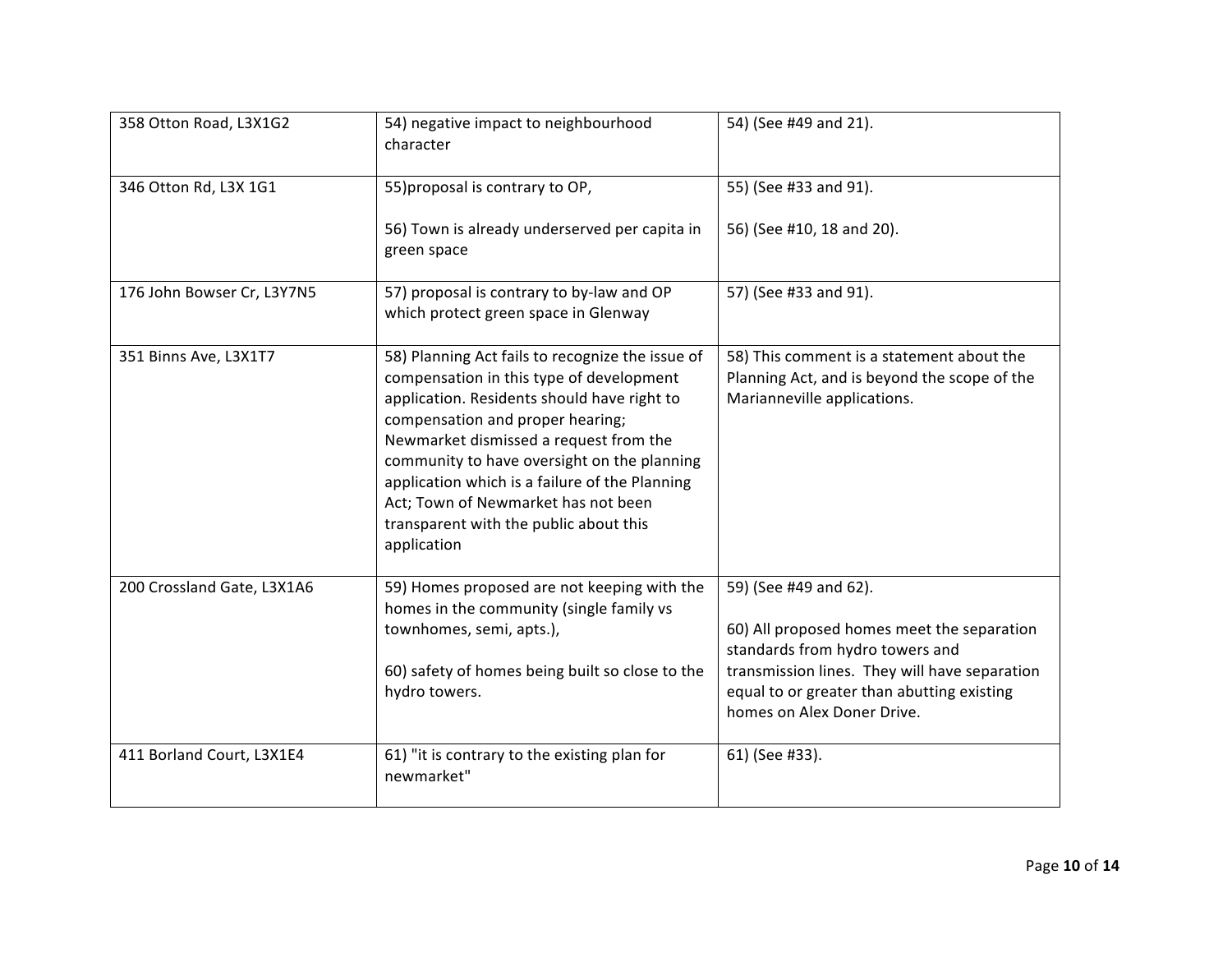| | | |
|---|---|---|
| 358 Otton Road, L3X1G2 | 54) negative impact to neighbourhood character | 54) (See #49 and 21). |
| 346 Otton Rd, L3X 1G1 | 55)proposal is contrary to OP,<br><br>56) Town is already underserved per capita in green space | 55) (See #33 and 91).<br><br>56) (See #10, 18 and 20). |
| 176 John Bowser Cr, L3Y7N5 | 57) proposal is contrary to by-law and OP which protect green space in Glenway | 57) (See #33 and 91). |
| 351 Binns Ave, L3X1T7 | 58) Planning Act fails to recognize the issue of compensation in this type of development application. Residents should have right to compensation and proper hearing; Newmarket dismissed a request from the community to have oversight on the planning application which is a failure of the Planning Act; Town of Newmarket has not been transparent with the public about this application | 58) This comment is a statement about the Planning Act, and is beyond the scope of the Marianneville applications. |
| 200 Crossland Gate, L3X1A6 | 59) Homes proposed are not keeping with the homes in the community (single family vs townhomes, semi, apts.),<br><br>60) safety of homes being built so close to the hydro towers. | 59) (See #49 and 62).<br><br>60) All proposed homes meet the separation standards from hydro towers and transmission lines. They will have separation equal to or greater than abutting existing homes on Alex Doner Drive. |
| 411 Borland Court, L3X1E4 | 61) "it is contrary to the existing plan for newmarket" | 61) (See #33). |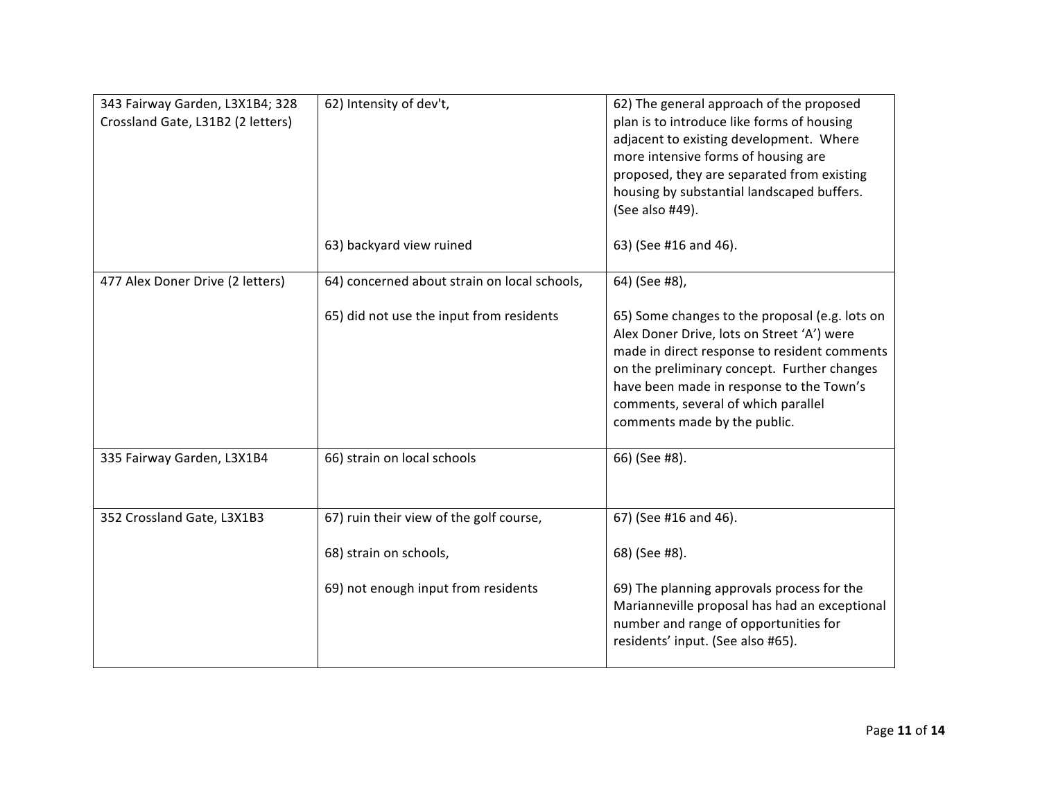| | | |
|---|---|---|
| 343 Fairway Garden, L3X1B4; 328 Crossland Gate, L31B2 (2 letters) | 62) Intensity of dev't,<br><br>63) backyard view ruined | 62) The general approach of the proposed plan is to introduce like forms of housing adjacent to existing development. Where more intensive forms of housing are proposed, they are separated from existing housing by substantial landscaped buffers. (See also #49).<br><br>63) (See #16 and 46). |
| 477 Alex Doner Drive (2 letters) | 64) concerned about strain on local schools,<br><br>65) did not use the input from residents | 64) (See #8),<br><br>65) Some changes to the proposal (e.g. lots on Alex Doner Drive, lots on Street 'A') were made in direct response to resident comments on the preliminary concept. Further changes have been made in response to the Town's comments, several of which parallel comments made by the public. |
| 335 Fairway Garden, L3X1B4 | 66) strain on local schools | 66) (See #8). |
| 352 Crossland Gate, L3X1B3 | 67) ruin their view of the golf course,<br><br>68) strain on schools,<br><br>69) not enough input from residents | 67) (See #16 and 46).<br><br>68) (See #8).<br><br>69) The planning approvals process for the Marianneville proposal has had an exceptional number and range of opportunities for residents' input. (See also #65). |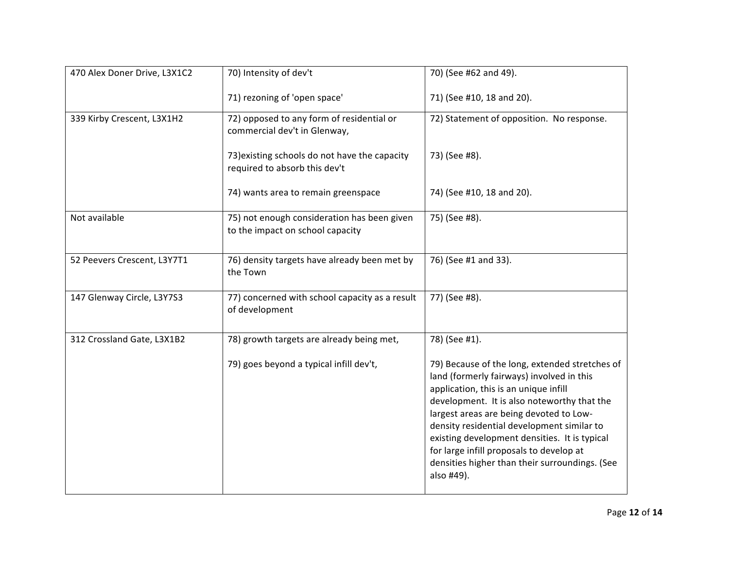| | | |
|---|---|---|
| 470 Alex Doner Drive, L3X1C2 | 70) Intensity of dev't<br><br>71) rezoning of 'open space' | 70) (See #62 and 49).<br><br>71) (See #10, 18 and 20). |
| 339 Kirby Crescent, L3X1H2 | 72) opposed to any form of residential or commercial dev't in Glenway,<br><br>73)existing schools do not have the capacity required to absorb this dev't<br><br>74) wants area to remain greenspace | 72) Statement of opposition. No response.<br><br>73) (See #8).<br><br>74) (See #10, 18 and 20). |
| Not available | 75) not enough consideration has been given to the impact on school capacity | 75) (See #8). |
| 52 Peevers Crescent, L3Y7T1 | 76) density targets have already been met by the Town | 76) (See #1 and 33). |
| 147 Glenway Circle, L3Y7S3 | 77) concerned with school capacity as a result of development | 77) (See #8). |
| 312 Crossland Gate, L3X1B2 | 78) growth targets are already being met,<br><br>79) goes beyond a typical infill dev't, | 78) (See #1).<br><br>79) Because of the long, extended stretches of land (formerly fairways) involved in this application, this is an unique infill development. It is also noteworthy that the largest areas are being devoted to Low-density residential development similar to existing development densities. It is typical for large infill proposals to develop at densities higher than their surroundings. (See also #49). |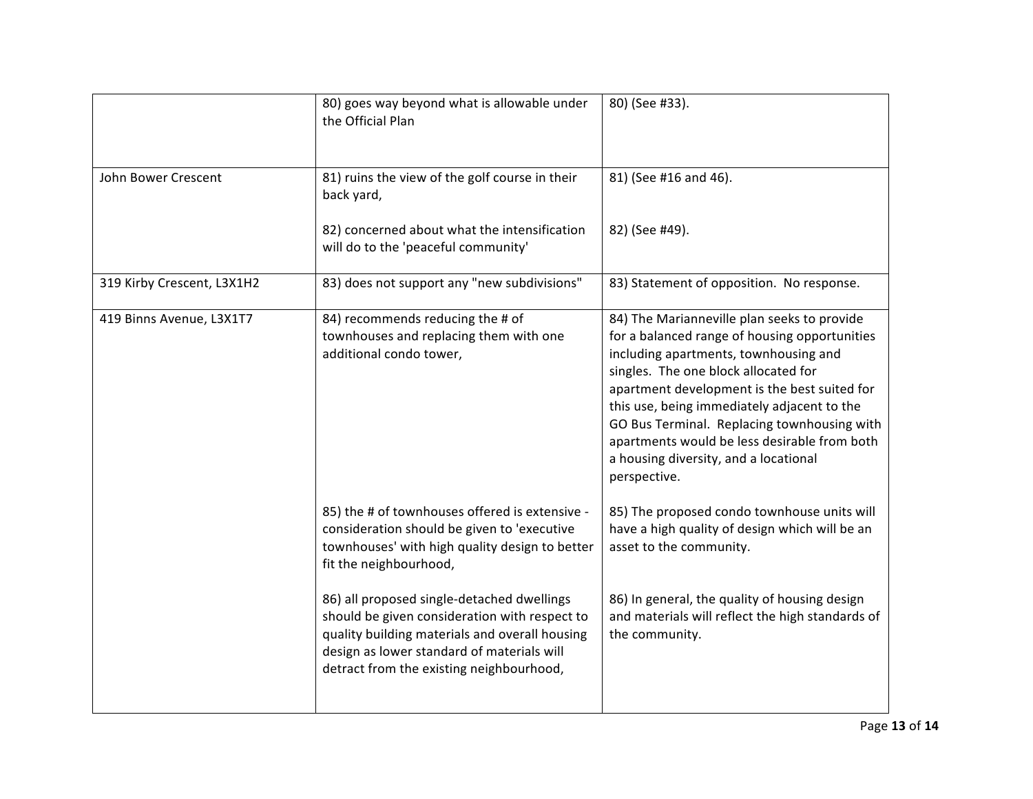| | | |
|---|---|---|
| | 80) goes way beyond what is allowable under the Official Plan | 80) (See #33). |
| John Bower Crescent | 81) ruins the view of the golf course in their back yard,<br><br>82) concerned about what the intensification will do to the 'peaceful community' | 81) (See #16 and 46).<br><br>82) (See #49). |
| 319 Kirby Crescent, L3X1H2 | 83) does not support any "new subdivisions" | 83) Statement of opposition. No response. |
| 419 Binns Avenue, L3X1T7 | 84) recommends reducing the # of townhouses and replacing them with one additional condo tower,<br><br>85) the # of townhouses offered is extensive - consideration should be given to 'executive townhouses' with high quality design to better fit the neighbourhood,<br><br>86) all proposed single-detached dwellings should be given consideration with respect to quality building materials and overall housing design as lower standard of materials will detract from the existing neighbourhood, | 84) The Marianneville plan seeks to provide for a balanced range of housing opportunities including apartments, townhousing and singles. The one block allocated for apartment development is the best suited for this use, being immediately adjacent to the GO Bus Terminal. Replacing townhousing with apartments would be less desirable from both a housing diversity, and a locational perspective.<br><br>85) The proposed condo townhouse units will have a high quality of design which will be an asset to the community.<br><br>86) In general, the quality of housing design and materials will reflect the high standards of the community. |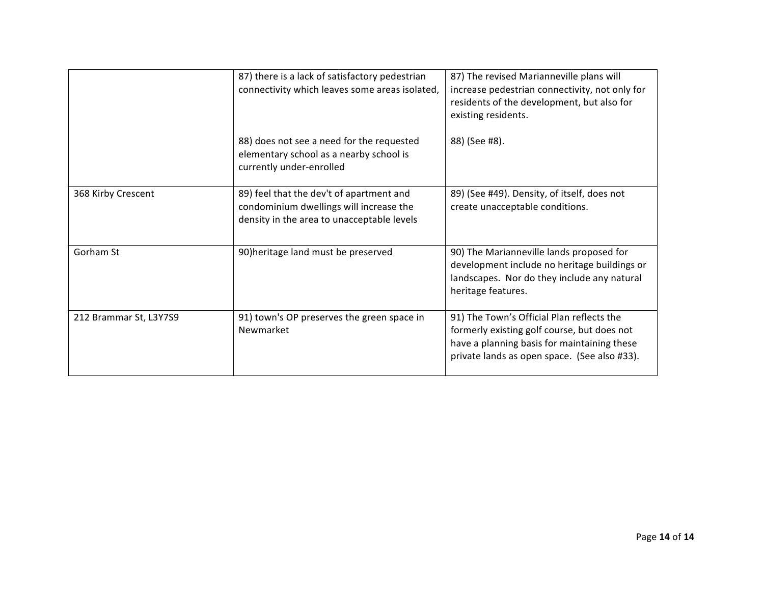| | | |
|---|---|---|
| | 87) there is a lack of satisfactory pedestrian connectivity which leaves some areas isolated,<br><br>88) does not see a need for the requested elementary school as a nearby school is currently under-enrolled | 87) The revised Marianneville plans will increase pedestrian connectivity, not only for residents of the development, but also for existing residents.<br><br>88) (See #8). |
| 368 Kirby Crescent | 89) feel that the dev't of apartment and condominium dwellings will increase the density in the area to unacceptable levels | 89) (See #49). Density, of itself, does not create unacceptable conditions. |
| Gorham St | 90)heritage land must be preserved | 90) The Marianneville lands proposed for development include no heritage buildings or landscapes. Nor do they include any natural heritage features. |
| 212 Brammar St, L3Y7S9 | 91) town's OP preserves the green space in Newmarket | 91) The Town's Official Plan reflects the formerly existing golf course, but does not have a planning basis for maintaining these private lands as open space. (See also #33). |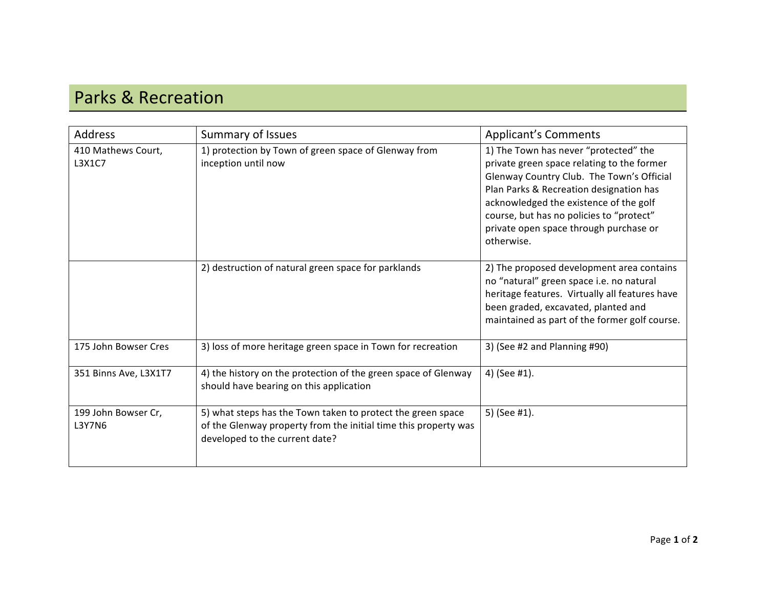# Parks & Recreation

| Address | Summary of Issues | Applicant's Comments |
|---|---|---|
| 410 Mathews Court, L3X1C7 | 1) protection by Town of green space of Glenway from inception until now | 1) The Town has never "protected" the private green space relating to the former Glenway Country Club. The Town's Official Plan Parks & Recreation designation has acknowledged the existence of the golf course, but has no policies to "protect" private open space through purchase or otherwise. |
| | 2) destruction of natural green space for parklands | 2) The proposed development area contains no "natural" green space i.e. no natural heritage features. Virtually all features have been graded, excavated, planted and maintained as part of the former golf course. |
| 175 John Bowser Cres | 3) loss of more heritage green space in Town for recreation | 3) (See #2 and Planning #90) |
| 351 Binns Ave, L3X1T7 | 4) the history on the protection of the green space of Glenway should have bearing on this application | 4) (See #1). |
| 199 John Bowser Cr, L3Y7N6 | 5) what steps has the Town taken to protect the green space of the Glenway property from the initial time this property was developed to the current date? | 5) (See #1). |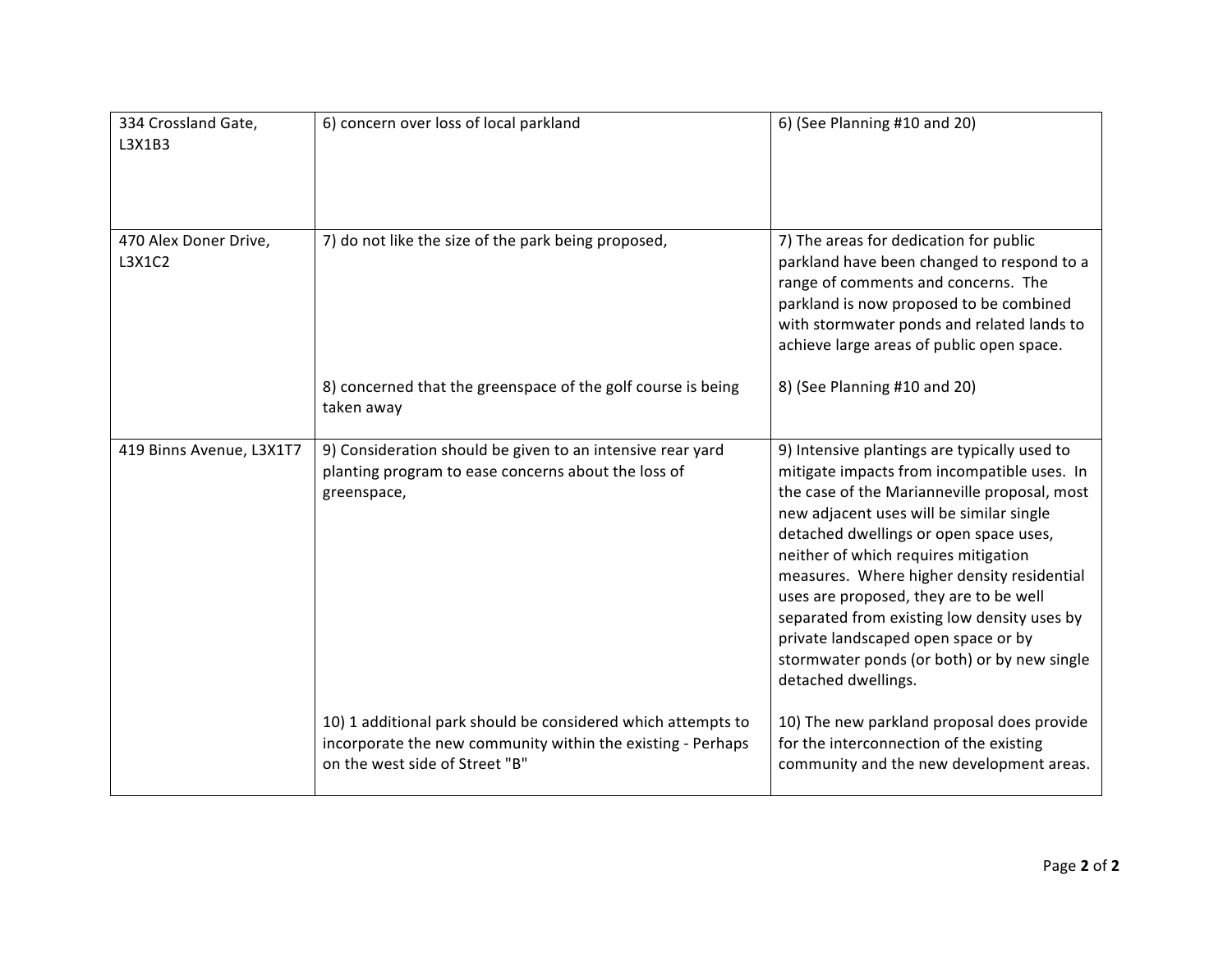| | | |
|---|---|---|
| 334 Crossland Gate, L3X1B3 | 6) concern over loss of local parkland | 6) (See Planning #10 and 20) |
| 470 Alex Doner Drive, L3X1C2 | 7) do not like the size of the park being proposed, | 7) The areas for dedication for public parkland have been changed to respond to a range of comments and concerns. The parkland is now proposed to be combined with stormwater ponds and related lands to achieve large areas of public open space. |
| | 8) concerned that the greenspace of the golf course is being taken away | 8) (See Planning #10 and 20) |
| 419 Binns Avenue, L3X1T7 | 9) Consideration should be given to an intensive rear yard planting program to ease concerns about the loss of greenspace, | 9) Intensive plantings are typically used to mitigate impacts from incompatible uses. In the case of the Marianneville proposal, most new adjacent uses will be similar single detached dwellings or open space uses, neither of which requires mitigation measures. Where higher density residential uses are proposed, they are to be well separated from existing low density uses by private landscaped open space or by stormwater ponds (or both) or by new single detached dwellings. |
| | 10) 1 additional park should be considered which attempts to incorporate the new community within the existing - Perhaps on the west side of Street "B" | 10) The new parkland proposal does provide for the interconnection of the existing community and the new development areas. |